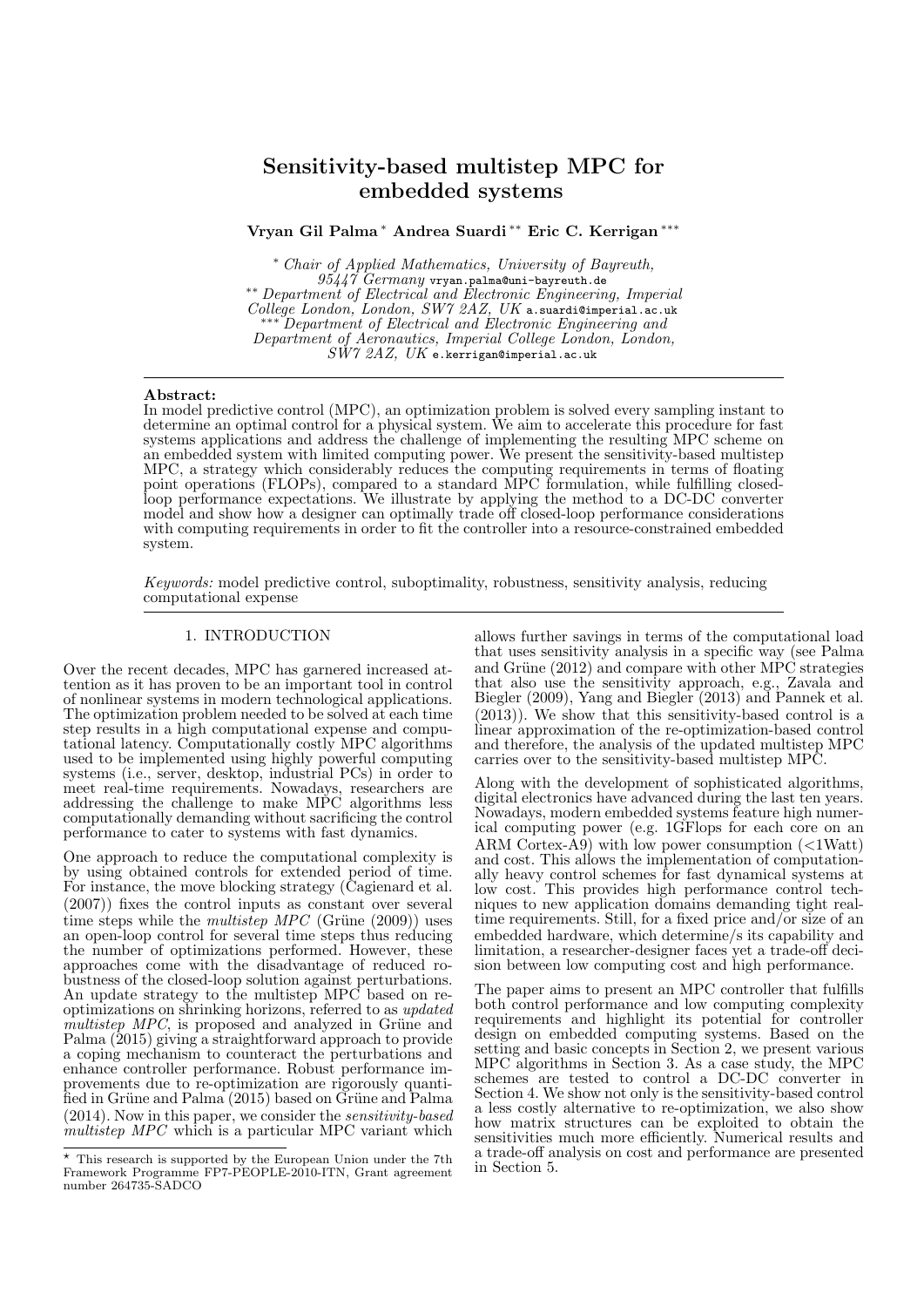# Sensitivity-based multistep MPC for embedded systems

**Vryan Gil Palma** [*] **Andrea Suardi** [**] **Eric C. Kerrigan** [***]

[*] *Chair of Applied Mathematics, University of Bayreuth, 95447 Germany* vryan.palma@uni-bayreuth.de
[**] *Department of Electrical and Electronic Engineering, Imperial College London, London, SW7 2AZ, UK* a.suardi@imperial.ac.uk
[***] *Department of Electrical and Electronic Engineering and Department of Aeronautics, Imperial College London, London, SW7 2AZ, UK* e.kerrigan@imperial.ac.uk

**Abstract:**
In model predictive control (MPC), an optimization problem is solved every sampling instant to determine an optimal control for a physical system. We aim to accelerate this procedure for fast systems applications and address the challenge of implementing the resulting MPC scheme on an embedded system with limited computing power. We present the sensitivity-based multistep MPC, a strategy which considerably reduces the computing requirements in terms of floating point operations (FLOPs), compared to a standard MPC formulation, while fulfilling closed-loop performance expectations. We illustrate by applying the method to a DC-DC converter model and show how a designer can optimally trade off closed-loop performance considerations with computing requirements in order to fit the controller into a resource-constrained embedded system.

*Keywords:* model predictive control, suboptimality, robustness, sensitivity analysis, reducing computational expense

## 1. INTRODUCTION

Over the recent decades, MPC has garnered increased attention as it has proven to be an important tool in control of nonlinear systems in modern technological applications. The optimization problem needed to be solved at each time step results in a high computational expense and computational latency. Computationally costly MPC algorithms used to be implemented using highly powerful computing systems (i.e., server, desktop, industrial PCs) in order to meet real-time requirements. Nowadays, researchers are addressing the challenge to make MPC algorithms less computationally demanding without sacrificing the control performance to cater to systems with fast dynamics.

One approach to reduce the computational complexity is by using obtained controls for extended period of time. For instance, the move blocking strategy (Cagienard et al. (2007)) fixes the control inputs as constant over several time steps while the *multistep MPC* (Grüne (2009)) uses an open-loop control for several time steps thus reducing the number of optimizations performed. However, these approaches come with the disadvantage of reduced robustness of the closed-loop solution against perturbations. An update strategy to the multistep MPC based on re-optimizations on shrinking horizons, referred to as *updated multistep MPC*, is proposed and analyzed in Grüne and Palma (2015) giving a straightforward approach to provide a coping mechanism to counteract the perturbations and enhance controller performance. Robust performance improvements due to re-optimization are rigorously quantified in Grüne and Palma (2015) based on Grüne and Palma (2014). Now in this paper, we consider the *sensitivity-based multistep MPC* which is a particular MPC variant which allows further savings in terms of the computational load that uses sensitivity analysis in a specific way (see Palma and Grüne (2012) and compare with other MPC strategies that also use the sensitivity approach, e.g., Zavala and Biegler (2009), Yang and Biegler (2013) and Pannek et al. (2013)). We show that this sensitivity-based control is a linear approximation of the re-optimization-based control and therefore, the analysis of the updated multistep MPC carries over to the sensitivity-based multistep MPC.

Along with the development of sophisticated algorithms, digital electronics have advanced during the last ten years. Nowadays, modern embedded systems feature high numerical computing power (e.g. 1GFlops for each core on an ARM Cortex-A9) with low power consumption (<1Watt) and cost. This allows the implementation of computationally heavy control schemes for fast dynamical systems at low cost. This provides high performance control techniques to new application domains demanding tight real-time requirements. Still, for a fixed price and/or size of an embedded hardware, which determine/s its capability and limitation, a researcher-designer faces yet a trade-off decision between low computing cost and high performance.

The paper aims to present an MPC controller that fulfills both control performance and low computing complexity requirements and highlight its potential for controller design on embedded computing systems. Based on the setting and basic concepts in Section 2, we present various MPC algorithms in Section 3. As a case study, the MPC schemes are tested to control a DC-DC converter in Section 4. We show not only is the sensitivity-based control a less costly alternative to re-optimization, we also show how matrix structures can be exploited to obtain the sensitivities much more efficiently. Numerical results and a trade-off analysis on cost and performance are presented in Section 5.

[⋆] This research is supported by the European Union under the 7th Framework Programme FP7-PEOPLE-2010-ITN, Grant agreement number 264735-SADCO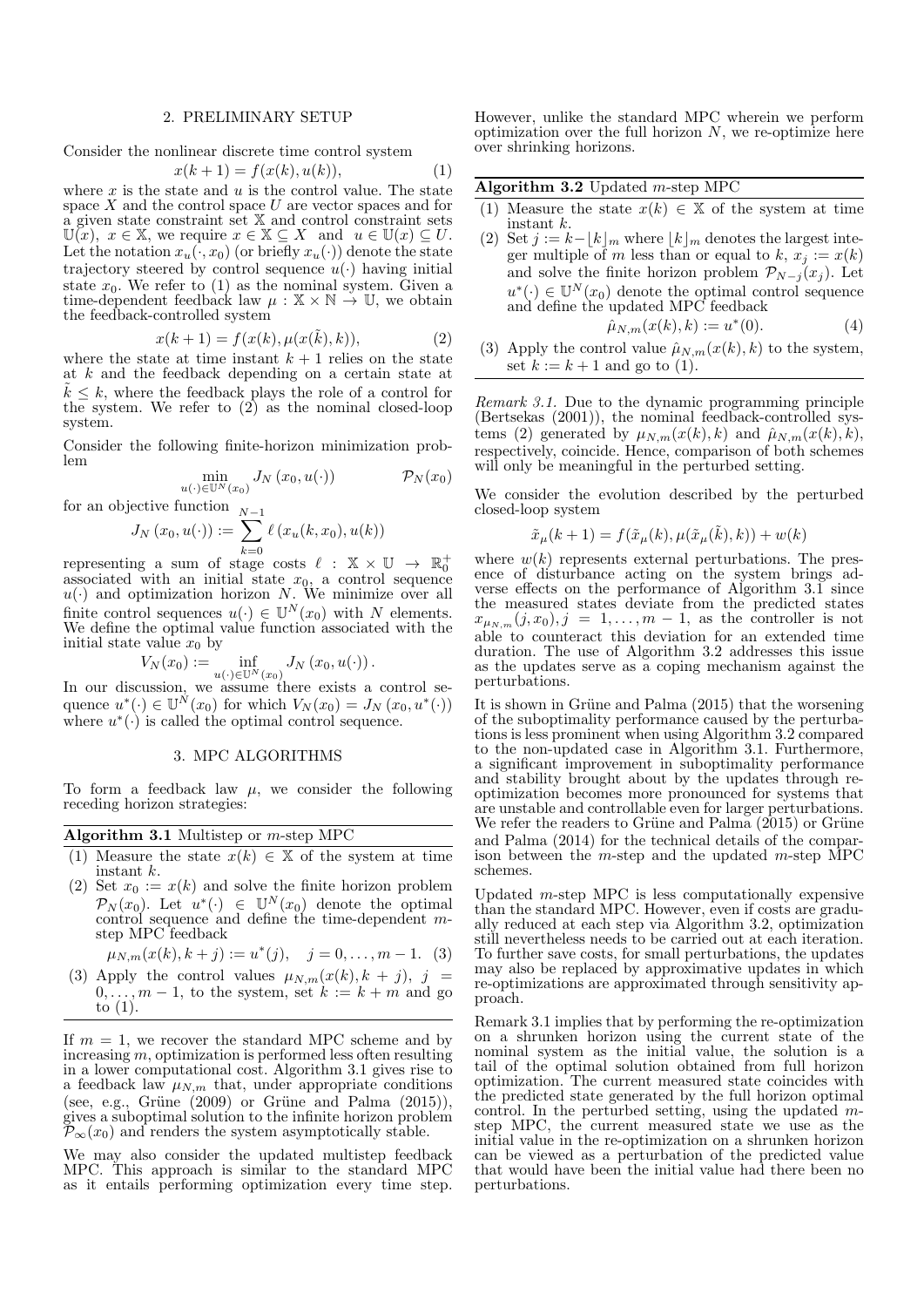## 2. PRELIMINARY SETUP

Consider the nonlinear discrete time control system

$$x(k+1) = f(x(k), u(k)), \tag{1}$$

where $x$ is the state and $u$ is the control value. The state space $X$ and the control space $U$ are vector spaces and for a given state constraint set $\mathbb{X}$ and control constraint sets $\mathbb{U}(x),\ x \in \mathbb{X}$, we require $x \in \mathbb{X} \subseteq X$ and $u \in \mathbb{U}(x) \subseteq U$. Let the notation $x_u(\cdot, x_0)$ (or briefly $x_u(\cdot)$) denote the state trajectory steered by control sequence $u(\cdot)$ having initial state $x_0$. We refer to (1) as the nominal system. Given a time-dependent feedback law $\mu : \mathbb{X} \times \mathbb{N} \to \mathbb{U}$, we obtain the feedback-controlled system

$$x(k+1) = f(x(k), \mu(x(\tilde{k}), k)), \tag{2}$$

where the state at time instant $k+1$ relies on the state at $k$ and the feedback depending on a certain state at $\tilde{k} \le k$, where the feedback plays the role of a control for the system. We refer to (2) as the nominal closed-loop system.

Consider the following finite-horizon minimization problem

$$\min_{u(\cdot) \in \mathbb{U}^N(x_0)} J_N\left(x_0, u(\cdot)\right) \qquad\qquad \mathcal{P}_N(x_0)$$

for an objective function

$$J_N\left(x_0, u(\cdot)\right) := \sum_{k=0}^{N-1} \ell\left(x_u(k, x_0), u(k)\right)$$

representing a sum of stage costs $\ell : \mathbb{X} \times \mathbb{U} \to \mathbb{R}_0^+$ associated with an initial state $x_0$, a control sequence $u(\cdot)$ and optimization horizon $N$. We minimize over all finite control sequences $u(\cdot) \in \mathbb{U}^N(x_0)$ with $N$ elements. We define the optimal value function associated with the initial state value $x_0$ by

$$V_N(x_0) := \inf_{u(\cdot) \in \mathbb{U}^N(x_0)} J_N\left(x_0, u(\cdot)\right).$$

In our discussion, we assume there exists a control sequence $u^*(\cdot) \in \mathbb{U}^N(x_0)$ for which $V_N(x_0) = J_N\left(x_0, u^*(\cdot)\right)$ where $u^*(\cdot)$ is called the optimal control sequence.

## 3. MPC ALGORITHMS

To form a feedback law $\mu$, we consider the following receding horizon strategies:

**Algorithm 3.1** Multistep or $m$-step MPC

1. Measure the state $x(k) \in \mathbb{X}$ of the system at time instant $k$.
2. Set $x_0 := x(k)$ and solve the finite horizon problem $\mathcal{P}_N(x_0)$. Let $u^*(\cdot) \in \mathbb{U}^N(x_0)$ denote the optimal control sequence and define the time-dependent $m$-step MPC feedback
$$\mu_{N,m}(x(k), k+j) := u^*(j), \quad j = 0, \dots, m-1. \tag{3}$$
3. Apply the control values $\mu_{N,m}(x(k), k+j)$, $j = 0, \dots, m-1$, to the system, set $k := k+m$ and go to (1).

If $m = 1$, we recover the standard MPC scheme and by increasing $m$, optimization is performed less often resulting in a lower computational cost. Algorithm 3.1 gives rise to a feedback law $\mu_{N,m}$ that, under appropriate conditions (see, e.g., Grüne (2009) or Grüne and Palma (2015)), gives a suboptimal solution to the infinite horizon problem $\mathcal{P}_\infty(x_0)$ and renders the system asymptotically stable.

We may also consider the updated multistep feedback MPC. This approach is similar to the standard MPC as it entails performing optimization every time step. However, unlike the standard MPC wherein we perform optimization over the full horizon $N$, we re-optimize here over shrinking horizons.

**Algorithm 3.2** Updated $m$-step MPC

1. Measure the state $x(k) \in \mathbb{X}$ of the system at time instant $k$.
2. Set $j := k - \lfloor k \rfloor_m$ where $\lfloor k \rfloor_m$ denotes the largest integer multiple of $m$ less than or equal to $k$, $x_j := x(k)$ and solve the finite horizon problem $\mathcal{P}_{N-j}(x_j)$. Let $u^*(\cdot) \in \mathbb{U}^N(x_0)$ denote the optimal control sequence and define the updated MPC feedback
$$\hat{\mu}_{N,m}(x(k), k) := u^*(0). \tag{4}$$
3. Apply the control value $\hat{\mu}_{N,m}(x(k), k)$ to the system, set $k := k+1$ and go to (1).

*Remark 3.1.* Due to the dynamic programming principle (Bertsekas (2001)), the nominal feedback-controlled systems (2) generated by $\mu_{N,m}(x(k), k)$ and $\hat{\mu}_{N,m}(x(k), k)$, respectively, coincide. Hence, comparison of both schemes will only be meaningful in the perturbed setting.

We consider the evolution described by the perturbed closed-loop system

$$\tilde{x}_\mu(k+1) = f(\tilde{x}_\mu(k), \mu(\tilde{x}_\mu(\tilde{k}), k)) + w(k)$$

where $w(k)$ represents external perturbations. The presence of disturbance acting on the system brings adverse effects on the performance of Algorithm 3.1 since the measured states deviate from the predicted states $x_{\mu_{N,m}}(j, x_0), j = 1, \dots, m-1$, as the controller is not able to counteract this deviation for an extended time duration. The use of Algorithm 3.2 addresses this issue as the updates serve as a coping mechanism against the perturbations.

It is shown in Grüne and Palma (2015) that the worsening of the suboptimality performance caused by the perturbations is less prominent when using Algorithm 3.2 compared to the non-updated case in Algorithm 3.1. Furthermore, a significant improvement in suboptimality performance and stability brought about by the updates through re-optimization becomes more pronounced for systems that are unstable and controllable even for larger perturbations. We refer the readers to Grüne and Palma (2015) or Grüne and Palma (2014) for the technical details of the comparison between the $m$-step and the updated $m$-step MPC schemes.

Updated $m$-step MPC is less computationally expensive than the standard MPC. However, even if costs are gradually reduced at each step via Algorithm 3.2, optimization still nevertheless needs to be carried out at each iteration. To further save costs, for small perturbations, the updates may also be replaced by approximative updates in which re-optimizations are approximated through sensitivity approach.

Remark 3.1 implies that by performing the re-optimization on a shrunken horizon using the current state of the nominal system as the initial value, the solution is a tail of the optimal solution obtained from full horizon optimization. The current measured state coincides with the predicted state generated by the full horizon optimal control. In the perturbed setting, using the updated $m$-step MPC, the current measured state we use as the initial value in the re-optimization on a shrunken horizon can be viewed as a perturbation of the predicted value that would have been the initial value had there been no perturbations.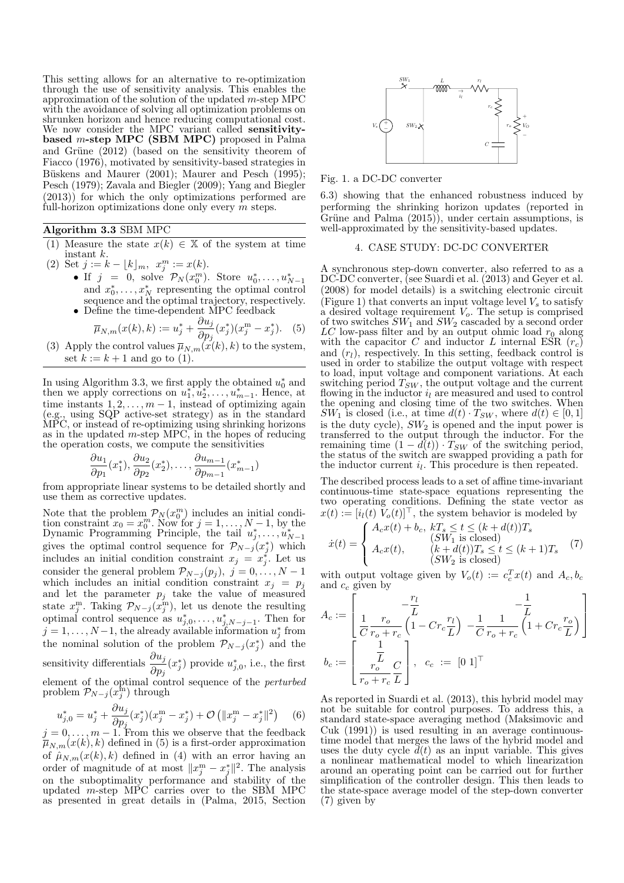This setting allows for an alternative to re-optimization through the use of sensitivity analysis. This enables the approximation of the solution of the updated $m$-step MPC with the avoidance of solving all optimization problems on shrunken horizon and hence reducing computational cost. We now consider the MPC variant called **sensitivity-based $m$-step MPC (SBM MPC)** proposed in Palma and Grüne (2012) (based on the sensitivity theorem of Fiacco (1976), motivated by sensitivity-based strategies in Büskens and Maurer (2001); Maurer and Pesch (1995); Pesch (1979); Zavala and Biegler (2009); Yang and Biegler (2013)) for which the only optimizations performed are full-horizon optimizations done only every $m$ steps.

**Algorithm 3.3** SBM MPC

(1) Measure the state $x(k) \in \mathbb{X}$ of the system at time instant $k$.

(2) Set $j := k - \lfloor k \rfloor_m,\ x_j^m := x(k)$.

- If $j = 0$, solve $\mathcal{P}_N(x_0^m)$. Store $u_0^*, \ldots, u_{N-1}^*$ and $x_0^*, \ldots, x_N^*$ representing the optimal control sequence and the optimal trajectory, respectively.
- Define the time-dependent MPC feedback

$$\overline{\mu}_{N,m}(x(k), k) := u_j^* + \frac{\partial u_j}{\partial p_j}(x_j^*)(x_j^{\mathrm{m}} - x_j^*). \quad (5)$$

(3) Apply the control values $\overline{\mu}_{N,m}(x(k), k)$ to the system, set $k := k + 1$ and go to (1).

In using Algorithm 3.3, we first apply the obtained $u_0^*$ and then we apply corrections on $u_1^*, u_2^*, \ldots, u_{m-1}^*$. Hence, at time instants $1, 2, \ldots, m-1$, instead of optimizing again (e.g., using SQP active-set strategy) as in the standard MPC, or instead of re-optimizing using shrinking horizons as in the updated $m$-step MPC, in the hopes of reducing the operation costs, we compute the sensitivities

$$\frac{\partial u_1}{\partial p_1}(x_1^*), \frac{\partial u_2}{\partial p_2}(x_2^*), \ldots, \frac{\partial u_{m-1}}{\partial p_{m-1}}(x_{m-1}^*)$$

from appropriate linear systems to be detailed shortly and use them as corrective updates.

Note that the problem $\mathcal{P}_N(x_0^m)$ includes an initial condition constraint $x_0 = x_0^m$. Now for $j = 1, \ldots, N-1$, by the Dynamic Programming Principle, the tail $u_j^*, \ldots, u_{N-1}^*$ gives the optimal control sequence for $\mathcal{P}_{N-j}(x_j^*)$ which includes an initial condition constraint $x_j = x_j^*$. Let us consider the general problem $\mathcal{P}_{N-j}(p_j),\ j = 0, \ldots, N-1$ which includes an initial condition constraint $x_j = p_j$ and let the parameter $p_j$ take the value of measured state $x_j^m$. Taking $\mathcal{P}_{N-j}(x_j^m)$, let us denote the resulting optimal control sequence as $u_{j,0}^*, \ldots, u_{j,N-j-1}^*$. Then for $j = 1, \ldots, N-1$, the already available information $u_j^*$ from the nominal solution of the problem $\mathcal{P}_{N-j}(x_j^*)$ and the sensitivity differentials $\frac{\partial u_j}{\partial p_j}(x_j^*)$ provide $u_{j,0}^*$, i.e., the first element of the optimal control sequence of the *perturbed* problem $\mathcal{P}_{N-j}(x_j^{\mathrm{m}})$ through

$$u_{j,0}^* = u_j^* + \frac{\partial u_j}{\partial p_j}(x_j^*)(x_j^{\mathrm{m}} - x_j^*) + \mathcal{O}\left(\|x_j^{\mathrm{m}} - x_j^*\|^2\right) \quad (6)$$

$j = 0, \ldots, m-1$. From this we observe that the feedback $\overline{\mu}_{N,m}(x(k), k)$ defined in (5) is a first-order approximation of $\hat{\mu}_{N,m}(x(k), k)$ defined in (4) with an error having an order of magnitude of at most $\|x_j^{\mathrm{m}} - x_j^*\|^2$. The analysis on the suboptimality performance and stability of the updated $m$-step MPC carries over to the SBM MPC as presented in great details in (Palma, 2015, Section 6.3) showing that the enhanced robustness induced by performing the shrinking horizon updates (reported in Grüne and Palma (2015)), under certain assumptions, is well-approximated by the sensitivity-based updates.

Fig. 1. a DC-DC converter

## 4. CASE STUDY: DC-DC CONVERTER

A synchronous step-down converter, also referred to as a DC-DC converter, (see Suardi et al. (2013) and Geyer et al. (2008) for model details) is a switching electronic circuit (Figure 1) that converts an input voltage level $V_s$ to satisfy a desired voltage requirement $V_o$. The setup is comprised of two switches $SW_1$ and $SW_2$ cascaded by a second order $LC$ low-pass filter and by an output ohmic load $r_0$ along with the capacitor $C$ and inductor $L$ internal ESR ($r_c$) and ($r_l$), respectively. In this setting, feedback control is used in order to stabilize the output voltage with respect to load, input voltage and component variations. At each switching period $T_{SW}$, the output voltage and the current flowing in the inductor $i_l$ are measured and used to control the opening and closing time of the two switches. When $SW_1$ is closed (i.e., at time $d(t) \cdot T_{SW}$, where $d(t) \in [0, 1]$ is the duty cycle), $SW_2$ is opened and the input power is transferred to the output through the inductor. For the remaining time $(1 - d(t)) \cdot T_{SW}$ of the switching period, the status of the switch are swapped providing a path for the inductor current $i_l$. This procedure is then repeated.

The described process leads to a set of affine time-invariant continuous-time state-space equations representing the two operating conditions. Defining the state vector as $x(t) := [i_l(t)\ V_o(t)]^\top$, the system behavior is modeled by

$$\dot{x}(t) = \begin{cases} A_c x(t) + b_c, & kT_s \le t \le (k + d(t))T_s \\ & (SW_1 \text{ is closed}) \\ A_c x(t), & (k + d(t))T_s \le t \le (k+1)T_s \\ & (SW_2 \text{ is closed}) \end{cases} \quad (7)$$

with output voltage given by $V_o(t) := c_c^T x(t)$ and $A_c, b_c$ and $c_c$ given by

$$A_c := \begin{bmatrix} -\dfrac{r_l}{L} & -\dfrac{1}{L} \\ \dfrac{1}{C}\dfrac{r_o}{r_o + r_c}\left(1 - Cr_c\dfrac{r_l}{L}\right) & -\dfrac{1}{C}\dfrac{1}{r_o + r_c}\left(1 + Cr_c\dfrac{r_o}{L}\right) \end{bmatrix}$$

$$b_c := \begin{bmatrix} \dfrac{1}{L} \\ \dfrac{r_o}{r_o + r_c}\dfrac{C}{L} \end{bmatrix}, \quad c_c := [0\ 1]^\top$$

As reported in Suardi et al. (2013), this hybrid model may not be suitable for control purposes. To address this, a standard state-space averaging method (Maksimovic and Cuk (1991)) is used resulting in an average continuous-time model that merges the laws of the hybrid model and uses the duty cycle $d(t)$ as an input variable. This gives a nonlinear mathematical model to which linearization around an operating point can be carried out for further simplification of the controller design. This then leads to the state-space average model of the step-down converter (7) given by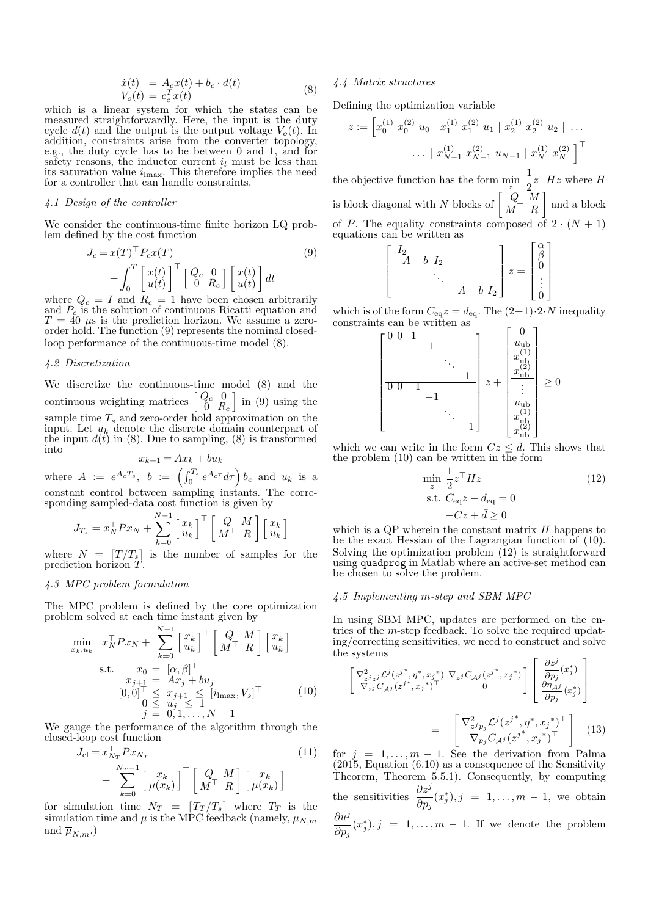$$
\begin{aligned}
\dot{x}(t) &= A_c x(t) + b_c \cdot d(t) \\
V_o(t) &= c_c^T x(t)
\end{aligned} \tag{8}
$$

which is a linear system for which the states can be measured straightforwardly. Here, the input is the duty cycle $d(t)$ and the output is the output voltage $V_o(t)$. In addition, constraints arise from the converter topology, e.g., the duty cycle has to be between 0 and 1, and for safety reasons, the inductor current $i_l$ must be less than its saturation value $i_{l\max}$. This therefore implies the need for a controller that can handle constraints.

### 4.1 Design of the controller

We consider the continuous-time finite horizon LQ problem defined by the cost function

$$
J_c = x(T)^\top P_c x(T) + \int_0^T \begin{bmatrix} x(t) \\ u(t) \end{bmatrix}^\top \begin{bmatrix} Q_c & 0 \\ 0 & R_c \end{bmatrix} \begin{bmatrix} x(t) \\ u(t) \end{bmatrix} dt \tag{9}
$$

where $Q_c = I$ and $R_c = 1$ have been chosen arbitrarily and $P_c$ is the solution of continuous Ricatti equation and $T = 40\ \mu$s is the prediction horizon. We assume a zero-order hold. The function (9) represents the nominal closed-loop performance of the continuous-time model (8).

### 4.2 Discretization

We discretize the continuous-time model (8) and the continuous weighting matrices $\begin{bmatrix} Q_c & 0 \\ 0 & R_c \end{bmatrix}$ in (9) using the sample time $T_s$ and zero-order hold approximation on the input. Let $u_k$ denote the discrete domain counterpart of the input $d(t)$ in (8). Due to sampling, (8) is transformed into

$$
x_{k+1} = Ax_k + bu_k
$$

where $A := e^{A_c T_s}$, $b := \left(\int_0^{T_s} e^{A_c \tau} d\tau\right) b_c$ and $u_k$ is a constant control between sampling instants. The corresponding sampled-data cost function is given by

$$
J_{T_s} = x_N^\top P x_N + \sum_{k=0}^{N-1} \begin{bmatrix} x_k \\ u_k \end{bmatrix}^\top \begin{bmatrix} Q & M \\ M^\top & R \end{bmatrix} \begin{bmatrix} x_k \\ u_k \end{bmatrix}
$$

where $N = \lceil T/T_s \rceil$ is the number of samples for the prediction horizon $T$.

### 4.3 MPC problem formulation

The MPC problem is defined by the core optimization problem solved at each time instant given by

$$
\begin{aligned}
\min_{x_k, u_k} \quad & x_N^\top P x_N + \sum_{k=0}^{N-1} \begin{bmatrix} x_k \\ u_k \end{bmatrix}^\top \begin{bmatrix} Q & M \\ M^\top & R \end{bmatrix} \begin{bmatrix} x_k \\ u_k \end{bmatrix} \\
\text{s.t.} \quad & x_0 = [\alpha, \beta]^\top \\
& x_{j+1} = Ax_j + bu_j \\
& [0, 0]^\top \le x_{j+1} \le [i_{l\max}, V_s]^\top \\
& 0 \le u_j \le 1 \\
& j = 0, 1, \ldots, N-1
\end{aligned} \tag{10}
$$

We gauge the performance of the algorithm through the closed-loop cost function

$$
J_{\text{cl}} = x_{N_T}^\top P x_{N_T} + \sum_{k=0}^{N_T-1} \begin{bmatrix} x_k \\ \mu(x_k) \end{bmatrix}^\top \begin{bmatrix} Q & M \\ M^\top & R \end{bmatrix} \begin{bmatrix} x_k \\ \mu(x_k) \end{bmatrix} \tag{11}
$$

for simulation time $N_T = \lceil T_T/T_s \rceil$ where $T_T$ is the simulation time and $\mu$ is the MPC feedback (namely, $\mu_{N,m}$ and $\overline{\mu}_{N,m}$.)

### 4.4 Matrix structures

Defining the optimization variable

$$
z := \left[ x_0^{(1)}\ x_0^{(2)}\ u_0 \mid x_1^{(1)}\ x_1^{(1)}\ u_1 \mid x_2^{(1)}\ x_2^{(2)}\ u_2 \mid \ldots \ldots \mid x_{N-1}^{(1)}\ x_{N-1}^{(2)}\ u_{N-1} \mid x_N^{(1)}\ x_N^{(2)} \right]^\top
$$

the objective function has the form $\min_z \frac{1}{2} z^\top H z$ where $H$ is block diagonal with $N$ blocks of $\begin{bmatrix} Q & M \\ M^\top & R \end{bmatrix}$ and a block of $P$. The equality constraints composed of $2 \cdot (N+1)$ equations can be written as

$$
\begin{bmatrix} I_2 & & & \\ -A & -b & I_2 & \\ & & \ddots & \\ & & -A & -b & I_2 \end{bmatrix} z = \begin{bmatrix} \alpha \\ \beta \\ 0 \\ \vdots \\ 0 \end{bmatrix}
$$

which is of the form $C_{\text{eq}} z = d_{\text{eq}}$. The $(2+1) \cdot 2 \cdot N$ inequality constraints can be written as

$$
\begin{bmatrix} 0 & 0 & 1 & & & \\ & & & 1 & & \\ & & & & \ddots & \\ & & & & & 1 \\ \hline 0 & 0 & -1 & & & \\ & & & -1 & & \\ & & & & \ddots & \\ & & & & & -1 \end{bmatrix} z + \begin{bmatrix} 0 \\ \hline u_{\text{ub}} \\ x_{\text{ub}}^{(1)} \\ x_{\text{ub}}^{(2)} \\ \hline \vdots \\ \hline u_{\text{ub}} \\ x_{\text{ub}}^{(1)} \\ x_{\text{ub}}^{(2)} \end{bmatrix} \ge 0
$$

which we can write in the form $Cz \le \bar{d}$. This shows that the problem (10) can be written in the form

$$
\begin{aligned}
\min_z \quad & \frac{1}{2} z^\top H z \\
\text{s.t.} \quad & C_{\text{eq}} z - d_{\text{eq}} = 0 \\
& -Cz + \bar{d} \ge 0
\end{aligned} \tag{12}
$$

which is a QP wherein the constant matrix $H$ happens to be the exact Hessian of the Lagrangian function of (10). Solving the optimization problem (12) is straightforward using `quadprog` in Matlab where an active-set method can be chosen to solve the problem.

### 4.5 Implementing $m$-step and SBM MPC

In using SBM MPC, updates are performed on the entries of the $m$-step feedback. To solve the required updating/correcting sensitivities, we need to construct and solve the systems

$$
\begin{bmatrix} \nabla^2_{z^j z^j} \mathcal{L}^j(z^{j*}, \eta^*, x_j{}^*) & \nabla_{z^j} C_{\mathcal{A}^j}(z^{j*}, x_j{}^*) \\ \nabla_{z^j} C_{\mathcal{A}^j}(z^{j*}, x_j{}^*)^\top & 0 \end{bmatrix} \begin{bmatrix} \frac{\partial z^j}{\partial p_j}(x_j^*) \\ \frac{\partial \eta_{\mathcal{A}^j}}{\partial p_j}(x_j^*) \end{bmatrix} = - \begin{bmatrix} \nabla^2_{z^j p_j} \mathcal{L}^j(z^{j*}, \eta^*, x_j{}^*)^\top \\ \nabla_{p_j} C_{\mathcal{A}^j}(z^{j*}, x_j{}^*)^\top \end{bmatrix} \tag{13}
$$

for $j = 1, \ldots, m-1$. See the derivation from Palma (2015, Equation (6.10) as a consequence of the Sensitivity Theorem, Theorem 5.5.1). Consequently, by computing the sensitivities $\frac{\partial z^j}{\partial p_j}(x_j^*), j = 1, \ldots, m-1$, we obtain $\frac{\partial u^j}{\partial p_j}(x_j^*), j = 1, \ldots, m-1$. If we denote the problem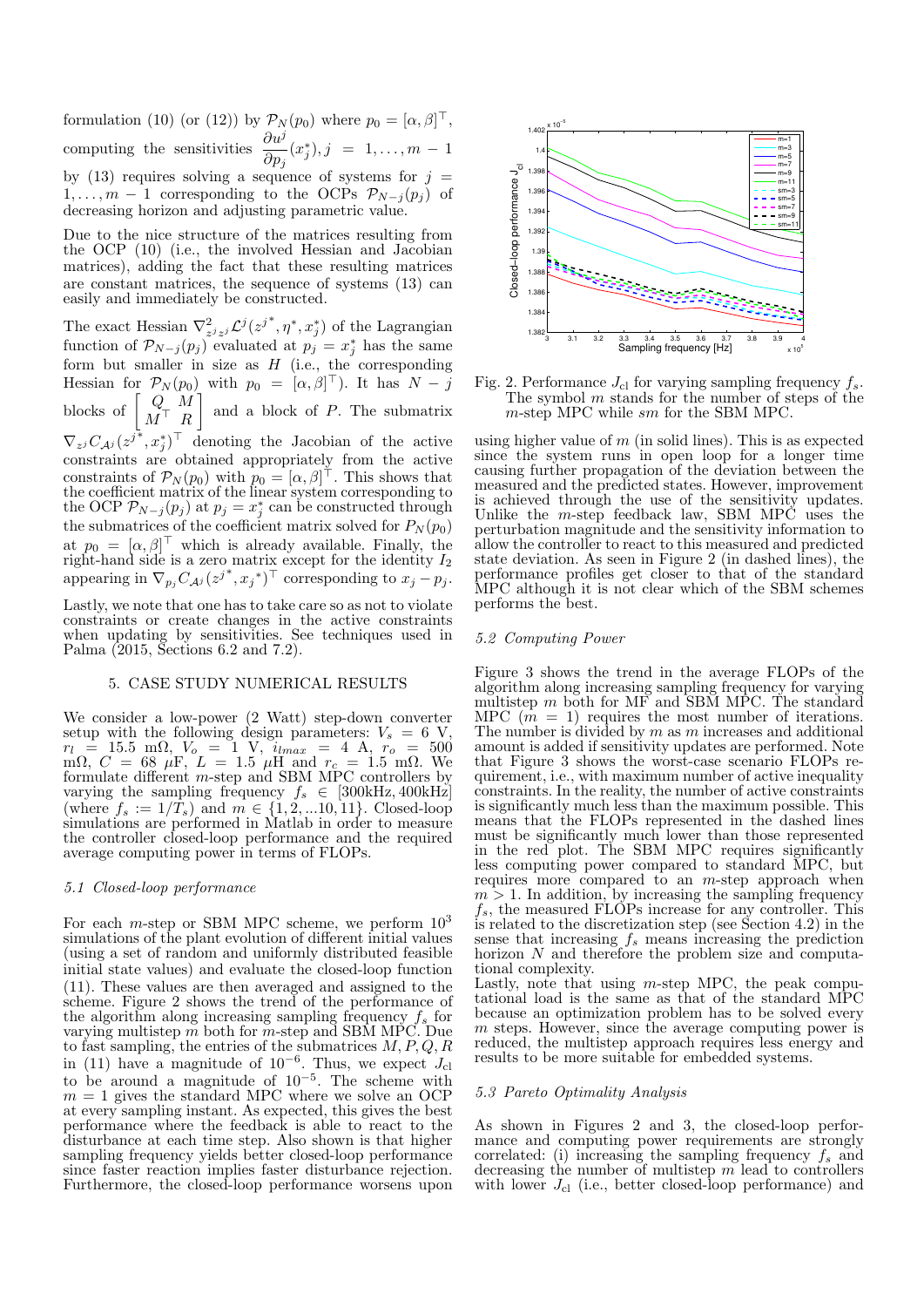formulation (10) (or (12)) by $\mathcal{P}_N(p_0)$ where $p_0 = [\alpha, \beta]^\top$, computing the sensitivities $\dfrac{\partial u^j}{\partial p_j}(x_j^*), j = 1, \ldots, m-1$ by (13) requires solving a sequence of systems for $j = 1, \ldots, m-1$ corresponding to the OCPs $\mathcal{P}_{N-j}(p_j)$ of decreasing horizon and adjusting parametric value.

Due to the nice structure of the matrices resulting from the OCP (10) (i.e., the involved Hessian and Jacobian matrices), adding the fact that these resulting matrices are constant matrices, the sequence of systems (13) can easily and immediately be constructed.

The exact Hessian $\nabla^2_{z^j z^j} \mathcal{L}^j(z^{j^*}, \eta^*, x_j^*)$ of the Lagrangian function of $\mathcal{P}_{N-j}(p_j)$ evaluated at $p_j = x_j^*$ has the same form but smaller in size as $H$ (i.e., the corresponding Hessian for $\mathcal{P}_N(p_0)$ with $p_0 = [\alpha, \beta]^\top$). It has $N-j$ blocks of $\begin{bmatrix} Q & M \\ M^\top & R \end{bmatrix}$ and a block of $P$. The submatrix $\nabla_{z^j} C_{\mathcal{A}^j}(z^{j^*}, x_j^*)^\top$ denoting the Jacobian of the active constraints are obtained appropriately from the active constraints of $\mathcal{P}_N(p_0)$ with $p_0 = [\alpha, \beta]^\top$. This shows that the coefficient matrix of the linear system corresponding to the OCP $\mathcal{P}_{N-j}(p_j)$ at $p_j = x_j^*$ can be constructed through the submatrices of the coefficient matrix solved for $P_N(p_0)$ at $p_0 = [\alpha, \beta]^\top$ which is already available. Finally, the right-hand side is a zero matrix except for the identity $I_2$ appearing in $\nabla_{p_j} C_{\mathcal{A}^j}(z^{j^*}, x_j^*)^\top$ corresponding to $x_j - p_j$.

Lastly, we note that one has to take care so as not to violate constraints or create changes in the active constraints when updating by sensitivities. See techniques used in Palma (2015, Sections 6.2 and 7.2).

## 5. CASE STUDY NUMERICAL RESULTS

We consider a low-power (2 Watt) step-down converter setup with the following design parameters: $V_s = 6$ V, $r_l = 15.5$ m$\Omega$, $V_o = 1$ V, $i_{lmax} = 4$ A, $r_o = 500$ m$\Omega$, $C = 68$ $\mu$F, $L = 1.5$ $\mu$H and $r_c = 1.5$ m$\Omega$. We formulate different $m$-step and SBM MPC controllers by varying the sampling frequency $f_s \in$ [300kHz, 400kHz] (where $f_s := 1/T_s$) and $m \in \{1, 2, ...10, 11\}$. Closed-loop simulations are performed in Matlab in order to measure the controller closed-loop performance and the required average computing power in terms of FLOPs.

### 5.1 Closed-loop performance

For each $m$-step or SBM MPC scheme, we perform $10^3$ simulations of the plant evolution of different initial values (using a set of random and uniformly distributed feasible initial state values) and evaluate the closed-loop function (11). These values are then averaged and assigned to the scheme. Figure 2 shows the trend of the performance of the algorithm along increasing sampling frequency $f_s$ for varying multistep $m$ both for $m$-step and SBM MPC. Due to fast sampling, the entries of the submatrices $M, P, Q, R$ in (11) have a magnitude of $10^{-6}$. Thus, we expect $J_{\text{cl}}$ to be around a magnitude of $10^{-5}$. The scheme with $m = 1$ gives the standard MPC where we solve an OCP at every sampling instant. As expected, this gives the best performance where the feedback is able to react to the disturbance at each time step. Also shown is that higher sampling frequency yields better closed-loop performance since faster reaction implies faster disturbance rejection. Furthermore, the closed-loop performance worsens upon using higher value of $m$ (in solid lines). This is as expected since the system runs in open loop for a longer time causing further propagation of the deviation between the measured and the predicted states. However, improvement is achieved through the use of the sensitivity updates. Unlike the $m$-step feedback law, SBM MPC uses the perturbation magnitude and the sensitivity information to allow the controller to react to this measured and predicted state deviation. As seen in Figure 2 (in dashed lines), the performance profiles get closer to that of the standard MPC although it is not clear which of the SBM schemes performs the best.

Fig. 2. Performance $J_{\text{cl}}$ for varying sampling frequency $f_s$. The symbol $m$ stands for the number of steps of the $m$-step MPC while $sm$ for the SBM MPC.

### 5.2 Computing Power

Figure 3 shows the trend in the average FLOPs of the algorithm along increasing sampling frequency for varying multistep $m$ both for MF and SBM MPC. The standard MPC ($m = 1$) requires the most number of iterations. The number is divided by $m$ as $m$ increases and additional amount is added if sensitivity updates are performed. Note that Figure 3 shows the worst-case scenario FLOPs requirement, i.e., with maximum number of active inequality constraints. In the reality, the number of active constraints is significantly much less than the maximum possible. This means that the FLOPs represented in the dashed lines must be significantly much lower than those represented in the red plot. The SBM MPC requires significantly less computing power compared to standard MPC, but requires more compared to an $m$-step approach when $m > 1$. In addition, by increasing the sampling frequency $f_s$, the measured FLOPs increase for any controller. This is related to the discretization step (see Section 4.2) in the sense that increasing $f_s$ means increasing the prediction horizon $N$ and therefore the problem size and computational complexity.

Lastly, note that using $m$-step MPC, the peak computational load is the same as that of the standard MPC because an optimization problem has to be solved every $m$ steps. However, since the average computing power is reduced, the multistep approach requires less energy and results to be more suitable for embedded systems.

### 5.3 Pareto Optimality Analysis

As shown in Figures 2 and 3, the closed-loop performance and computing power requirements are strongly correlated: (i) increasing the sampling frequency $f_s$ and decreasing the number of multistep $m$ lead to controllers with lower $J_{\text{cl}}$ (i.e., better closed-loop performance) and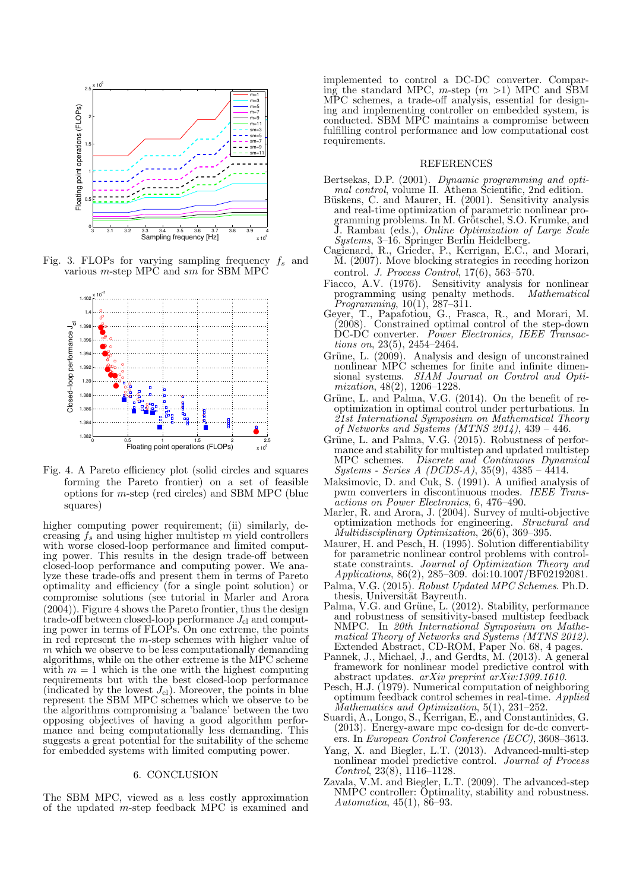2.5 x 10^6

Floating point operations (FLOPs)

2
1.5
1
0.5
0

3 3.1 3.2 3.3 3.4 3.5 3.6 3.7 3.8 3.9 4

Sampling frequency [Hz] x 10^5

m=1
m=3
m=5
m=7
m=9
m=11
sm=3
sm=5
sm=7
sm=9
sm=11

Fig. 3. FLOPs for varying sampling frequency $f_s$ and various $m$-step MPC and $sm$ for SBM MPC

1.402 x 10^-5

Closed-loop performance $J_{cl}$

1.4
1.398
1.396
1.394
1.392
1.39
1.388
1.386
1.384
1.382

0 0.5 1 1.5 2 2.5

Floating point operations (FLOPs) x 10^6

Fig. 4. A Pareto efficiency plot (solid circles and squares forming the Pareto frontier) on a set of feasible options for $m$-step (red circles) and SBM MPC (blue squares)

higher computing power requirement; (ii) similarly, decreasing $f_s$ and using higher multistep $m$ yield controllers with worse closed-loop performance and limited computing power. This results in the design trade-off between closed-loop performance and computing power. We analyze these trade-offs and present them in terms of Pareto optimality and efficiency (for a single point solution) or compromise solutions (see tutorial in Marler and Arora (2004)). Figure 4 shows the Pareto frontier, thus the design trade-off between closed-loop performance $J_{cl}$ and computing power in terms of FLOPs. On one extreme, the points in red represent the $m$-step schemes with higher value of $m$ which we observe to be less computationally demanding algorithms, while on the other extreme is the MPC scheme with $m = 1$ which is the one with the highest computing requirements but with the best closed-loop performance (indicated by the lowest $J_{cl}$). Moreover, the points in blue represent the SBM MPC schemes which we observe to be the algorithms compromising a 'balance' between the two opposing objectives of having a good algorithm performance and being computationally less demanding. This suggests a great potential for the suitability of the scheme for embedded systems with limited computing power.

## 6. CONCLUSION

The SBM MPC, viewed as a less costly approximation of the updated $m$-step feedback MPC is examined and implemented to control a DC-DC converter. Comparing the standard MPC, $m$-step ($m$ >1) MPC and SBM MPC schemes, a trade-off analysis, essential for designing and implementing controller on embedded system, is conducted. SBM MPC maintains a compromise between fulfilling control performance and low computational cost requirements.

## REFERENCES

Bertsekas, D.P. (2001). *Dynamic programming and optimal control*, volume II. Athena Scientific, 2nd edition.

Büskens, C. and Maurer, H. (2001). Sensitivity analysis and real-time optimization of parametric nonlinear programming problems. In M. Grötschel, S.O. Krumke, and J. Rambau (eds.), *Online Optimization of Large Scale Systems*, 3–16. Springer Berlin Heidelberg.

Cagienard, R., Grieder, P., Kerrigan, E.C., and Morari, M. (2007). Move blocking strategies in receding horizon control. *J. Process Control*, 17(6), 563–570.

Fiacco, A.V. (1976). Sensitivity analysis for nonlinear programming using penalty methods. *Mathematical Programming*, 10(1), 287–311.

Geyer, T., Papafotiou, G., Frasca, R., and Morari, M. (2008). Constrained optimal control of the step-down DC-DC converter. *Power Electronics, IEEE Transactions on*, 23(5), 2454–2464.

Grüne, L. (2009). Analysis and design of unconstrained nonlinear MPC schemes for finite and infinite dimensional systems. *SIAM Journal on Control and Optimization*, 48(2), 1206–1228.

Grüne, L. and Palma, V.G. (2014). On the benefit of re-optimization in optimal control under perturbations. In *21st International Symposium on Mathematical Theory of Networks and Systems (MTNS 2014)*, 439 – 446.

Grüne, L. and Palma, V.G. (2015). Robustness of performance and stability for multistep and updated multistep MPC schemes. *Discrete and Continuous Dynamical Systems - Series A (DCDS-A)*, 35(9), 4385 – 4414.

Maksimovic, D. and Cuk, S. (1991). A unified analysis of pwm converters in discontinuous modes. *IEEE Transactions on Power Electronics*, 6, 476–490.

Marler, R. and Arora, J. (2004). Survey of multi-objective optimization methods for engineering. *Structural and Multidisciplinary Optimization*, 26(6), 369–395.

Maurer, H. and Pesch, H. (1995). Solution differentiability for parametric nonlinear control problems with control-state constraints. *Journal of Optimization Theory and Applications*, 86(2), 285–309. doi:10.1007/BF02192081.

Palma, V.G. (2015). *Robust Updated MPC Schemes*. Ph.D. thesis, Universität Bayreuth.

Palma, V.G. and Grüne, L. (2012). Stability, performance and robustness of sensitivity-based multistep feedback NMPC. In *20th International Symposium on Mathematical Theory of Networks and Systems (MTNS 2012)*. Extended Abstract, CD-ROM, Paper No. 68, 4 pages.

Pannek, J., Michael, J., and Gerdts, M. (2013). A general framework for nonlinear model predictive control with abstract updates. *arXiv preprint arXiv:1309.1610*.

Pesch, H.J. (1979). Numerical computation of neighboring optimum feedback control schemes in real-time. *Applied Mathematics and Optimization*, 5(1), 231–252.

Suardi, A., Longo, S., Kerrigan, E., and Constantinides, G. (2013). Energy-aware mpc co-design for dc-dc converters. In *European Control Conference (ECC)*, 3608–3613.

Yang, X. and Biegler, L.T. (2013). Advanced-multi-step nonlinear model predictive control. *Journal of Process Control*, 23(8), 1116–1128.

Zavala, V.M. and Biegler, L.T. (2009). The advanced-step NMPC controller: Optimality, stability and robustness. *Automatica*, 45(1), 86–93.